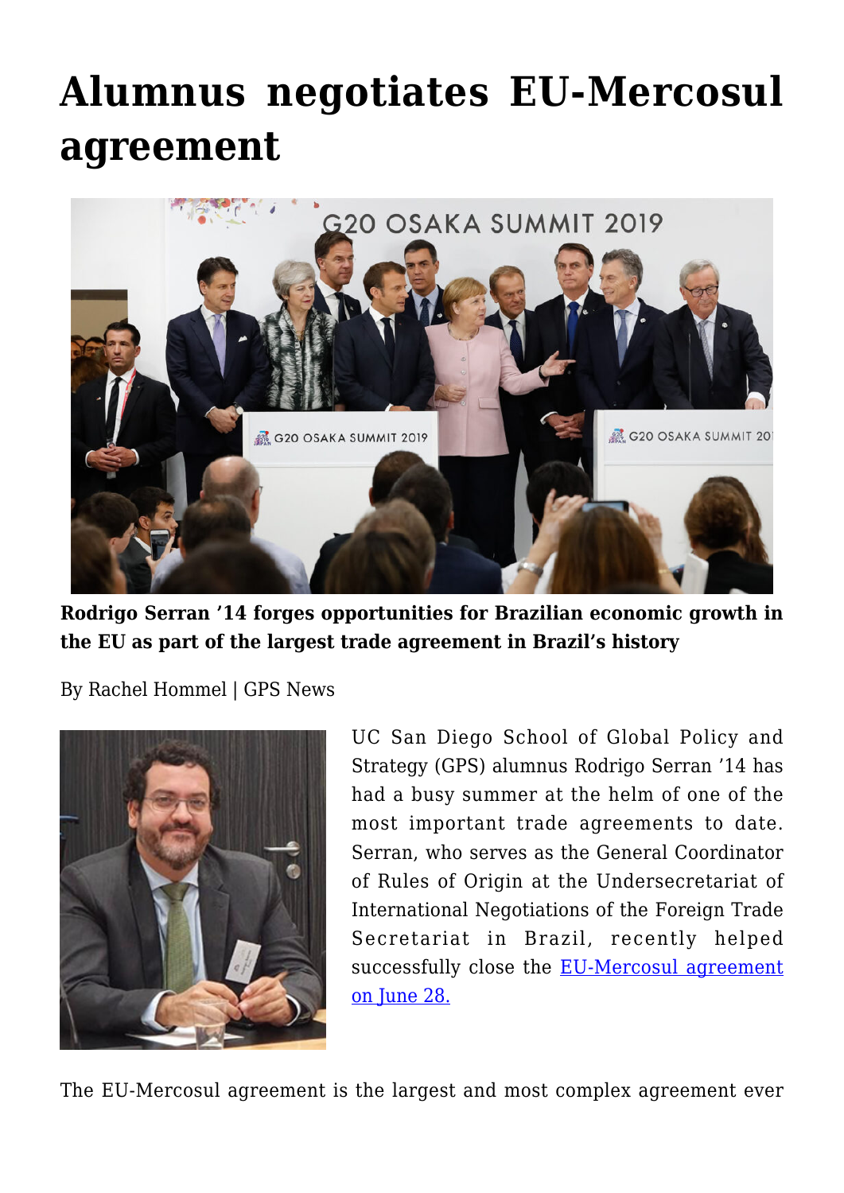# Alumnus negotiates EU-Mercosul agreement

**Rodrigo Serran '14 forges opportunities for Brazilian economic growth in the EU as part of the largest trade agreement in Brazil's history**

By Rachel Hommel | GPS News

UC San Diego School of Global Policy and Strategy (GPS) alumnus Rodrigo Serran '14 has had a busy summer at the helm of one of the most important trade agreements to date. Serran, who serves as the General Coordinator of Rules of Origin at the Undersecretariat of International Negotiations of the Foreign Trade Secretariat in Brazil, recently helped successfully close the [EU-Mercosul agreement on June 28.]

The EU-Mercosul agreement is the largest and most complex agreement ever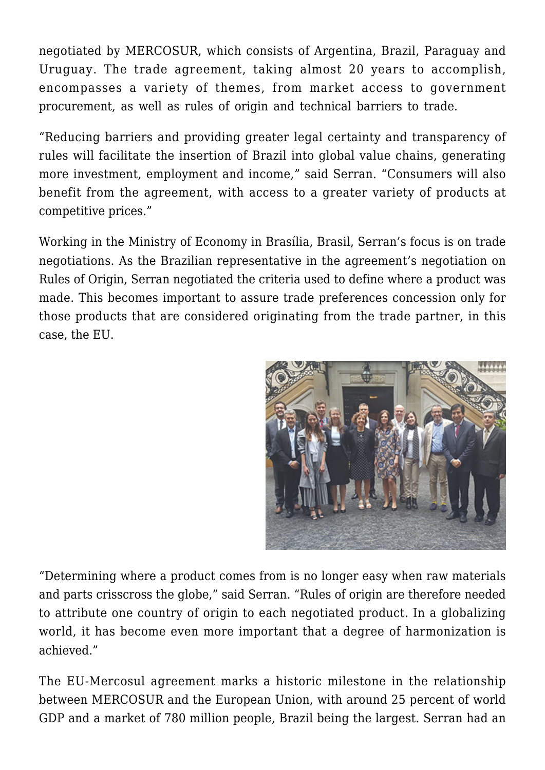negotiated by MERCOSUR, which consists of Argentina, Brazil, Paraguay and Uruguay. The trade agreement, taking almost 20 years to accomplish, encompasses a variety of themes, from market access to government procurement, as well as rules of origin and technical barriers to trade.

"Reducing barriers and providing greater legal certainty and transparency of rules will facilitate the insertion of Brazil into global value chains, generating more investment, employment and income," said Serran. "Consumers will also benefit from the agreement, with access to a greater variety of products at competitive prices."

Working in the Ministry of Economy in Brasília, Brasil, Serran's focus is on trade negotiations. As the Brazilian representative in the agreement's negotiation on Rules of Origin, Serran negotiated the criteria used to define where a product was made. This becomes important to assure trade preferences concession only for those products that are considered originating from the trade partner, in this case, the EU.

"Determining where a product comes from is no longer easy when raw materials and parts crisscross the globe," said Serran. "Rules of origin are therefore needed to attribute one country of origin to each negotiated product. In a globalizing world, it has become even more important that a degree of harmonization is achieved."

The EU-Mercosul agreement marks a historic milestone in the relationship between MERCOSUR and the European Union, with around 25 percent of world GDP and a market of 780 million people, Brazil being the largest. Serran had an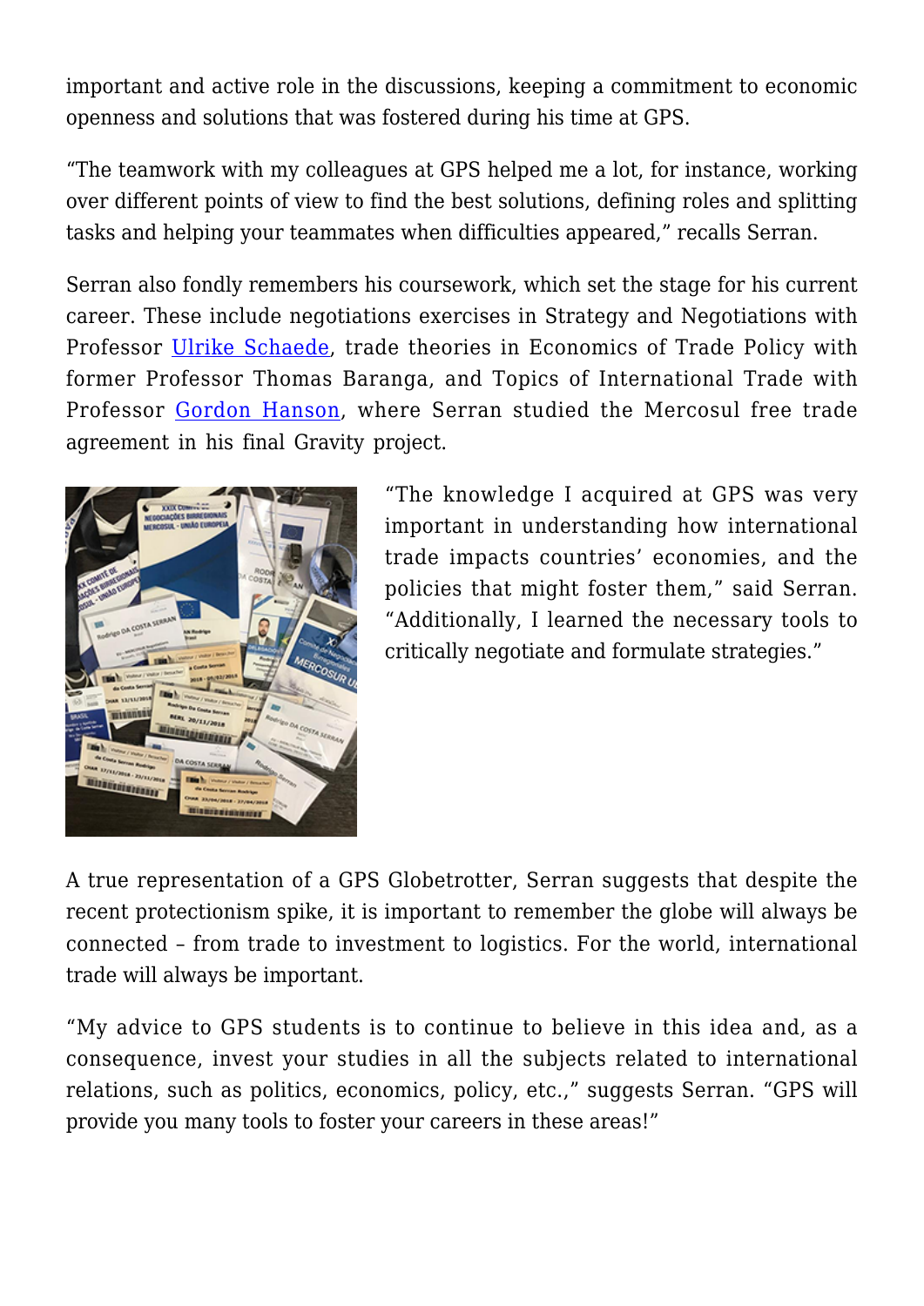important and active role in the discussions, keeping a commitment to economic openness and solutions that was fostered during his time at GPS.

"The teamwork with my colleagues at GPS helped me a lot, for instance, working over different points of view to find the best solutions, defining roles and splitting tasks and helping your teammates when difficulties appeared," recalls Serran.

Serran also fondly remembers his coursework, which set the stage for his current career. These include negotiations exercises in Strategy and Negotiations with Professor Ulrike Schaede, trade theories in Economics of Trade Policy with former Professor Thomas Baranga, and Topics of International Trade with Professor Gordon Hanson, where Serran studied the Mercosul free trade agreement in his final Gravity project.

"The knowledge I acquired at GPS was very important in understanding how international trade impacts countries' economies, and the policies that might foster them," said Serran. "Additionally, I learned the necessary tools to critically negotiate and formulate strategies."

A true representation of a GPS Globetrotter, Serran suggests that despite the recent protectionism spike, it is important to remember the globe will always be connected – from trade to investment to logistics. For the world, international trade will always be important.

"My advice to GPS students is to continue to believe in this idea and, as a consequence, invest your studies in all the subjects related to international relations, such as politics, economics, policy, etc.," suggests Serran. "GPS will provide you many tools to foster your careers in these areas!"